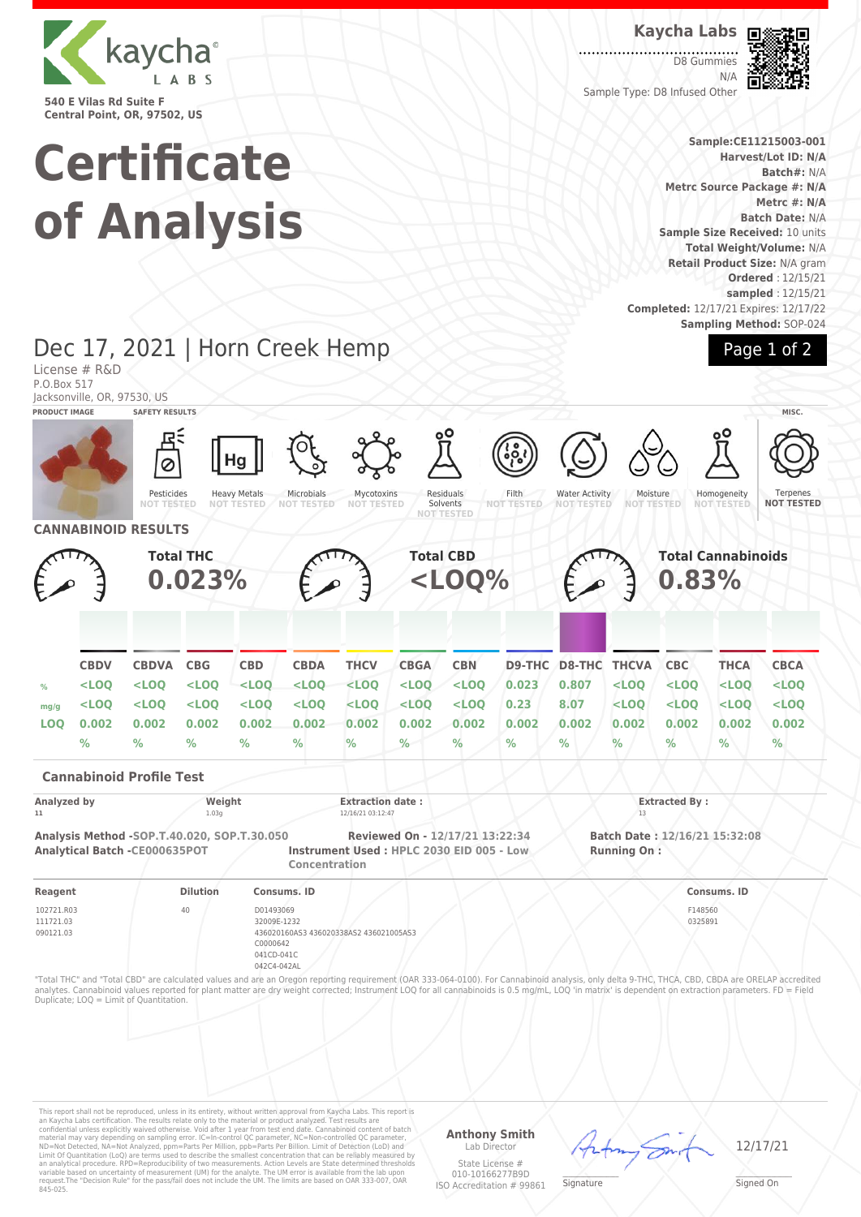kaycha LABS

540 E Vilas Rd Suite F
Central Point, OR, 97502, US

# Certificate of Analysis

**Kaycha Labs**

D8 Gummies
N/A
Sample Type: D8 Infused Other

**Sample:CE11215003-001**
**Harvest/Lot ID: N/A**
**Batch#:** N/A
**Metrc Source Package #: N/A**
**Metrc #: N/A**
**Batch Date:** N/A
**Sample Size Received:** 10 units
**Total Weight/Volume:** N/A
**Retail Product Size:** N/A gram
**Ordered** : 12/15/21
**sampled** : 12/15/21
**Completed:** 12/17/21 Expires: 12/17/22
**Sampling Method:** SOP-024

## Dec 17, 2021 | Horn Creek Hemp

License # R&D
P.O.Box 517
Jacksonville, OR, 97530, US

**PRODUCT IMAGE** | **SAFETY RESULTS** | **MISC.**

| Pesticides | Heavy Metals | Microbials | Mycotoxins | Residuals Solvents | Filth | Water Activity | Moisture | Homogeneity | Terpenes |
|---|---|---|---|---|---|---|---|---|---|
| NOT TESTED | NOT TESTED | NOT TESTED | NOT TESTED | NOT TESTED | NOT TESTED | NOT TESTED | NOT TESTED | NOT TESTED | NOT TESTED |

## CANNABINOID RESULTS

**Total THC** 0.023% | **Total CBD** <LOQ% | **Total Cannabinoids** 0.83%

| | CBDV | CBDVA | CBG | CBD | CBDA | THCV | CBGA | CBN | D9-THC | D8-THC | THCVA | CBC | THCA | CBCA |
|---|---|---|---|---|---|---|---|---|---|---|---|---|---|---|
| % | <LOQ | <LOQ | <LOQ | <LOQ | <LOQ | <LOQ | <LOQ | <LOQ | 0.023 | 0.807 | <LOQ | <LOQ | <LOQ | <LOQ |
| mg/g | <LOQ | <LOQ | <LOQ | <LOQ | <LOQ | <LOQ | <LOQ | <LOQ | 0.23 | 8.07 | <LOQ | <LOQ | <LOQ | <LOQ |
| LOQ | 0.002 % | 0.002 % | 0.002 % | 0.002 % | 0.002 % | 0.002 % | 0.002 % | 0.002 % | 0.002 % | 0.002 % | 0.002 % | 0.002 % | 0.002 % | 0.002 % |

### Cannabinoid Profile Test

| Analyzed by | Weight | Extraction date : | Extracted By : |
|---|---|---|---|
| 11 | 1.03g | 12/16/21 03:12:47 | 13 |

**Analysis Method -SOP.T.40.020, SOP.T.30.050**
**Analytical Batch -CE000635POT**
**Reviewed On - 12/17/21 13:22:34**
**Instrument Used : HPLC 2030 EID 005 - Low Concentration**
**Batch Date : 12/16/21 15:32:08**
**Running On :**

| Reagent | Dilution | Consums. ID | Consums. ID |
|---|---|---|---|
| 102721.R03<br>111721.03<br>090121.03 | 40 | D01493069<br>32009E-1232<br>436020160AS3 436020338AS2 436021005AS3<br>C0000642<br>041CD-041C<br>042C4-042AL | F148560<br>0325891 |

"Total THC" and "Total CBD" are calculated values and are an Oregon reporting requirement (OAR 333-064-0100). For Cannabinoid analysis, only delta 9-THC, THCA, CBD, CBDA are ORELAP accredited analytes. Cannabinoid values reported for plant matter are dry weight corrected; Instrument LOQ for all cannabinoids is 0.5 mg/mL, LOQ 'in matrix' is dependent on extraction parameters. FD = Field Duplicate; LOQ = Limit of Quantitation.

This report shall not be reproduced, unless in its entirety, without written approval from Kaycha Labs. This report is an Kaycha Labs certification. The results relate only to the material or product analyzed. Test results are confidential unless explicitly waived otherwise. Void after 1 year from test end date. Cannabinoid content of batch material may vary depending on sampling error. IC=In-control QC parameter, NC=Non-controlled QC parameter, ND=Not Detected, NA=Not Analyzed, ppm=Parts Per Million, ppb=Parts Per Billion. Limit of Detection (LoD) and Limit Of Quantitation (LoQ) are terms used to describe the smallest concentration that can be reliably measured by an analytical procedure. RPD=Reproducibility of two measurements. Action Levels are State determined thresholds variable based on uncertainty of measurement (UM) for the analyte. The UM error is available from the lab upon request.The "Decision Rule" for the pass/fail does not include the UM. The limits are based on OAR 333-007, OAR 845-025.

**Anthony Smith**
Lab Director

State License #
010-10166277B9D
ISO Accreditation # 99861

Signature

12/17/21
Signed On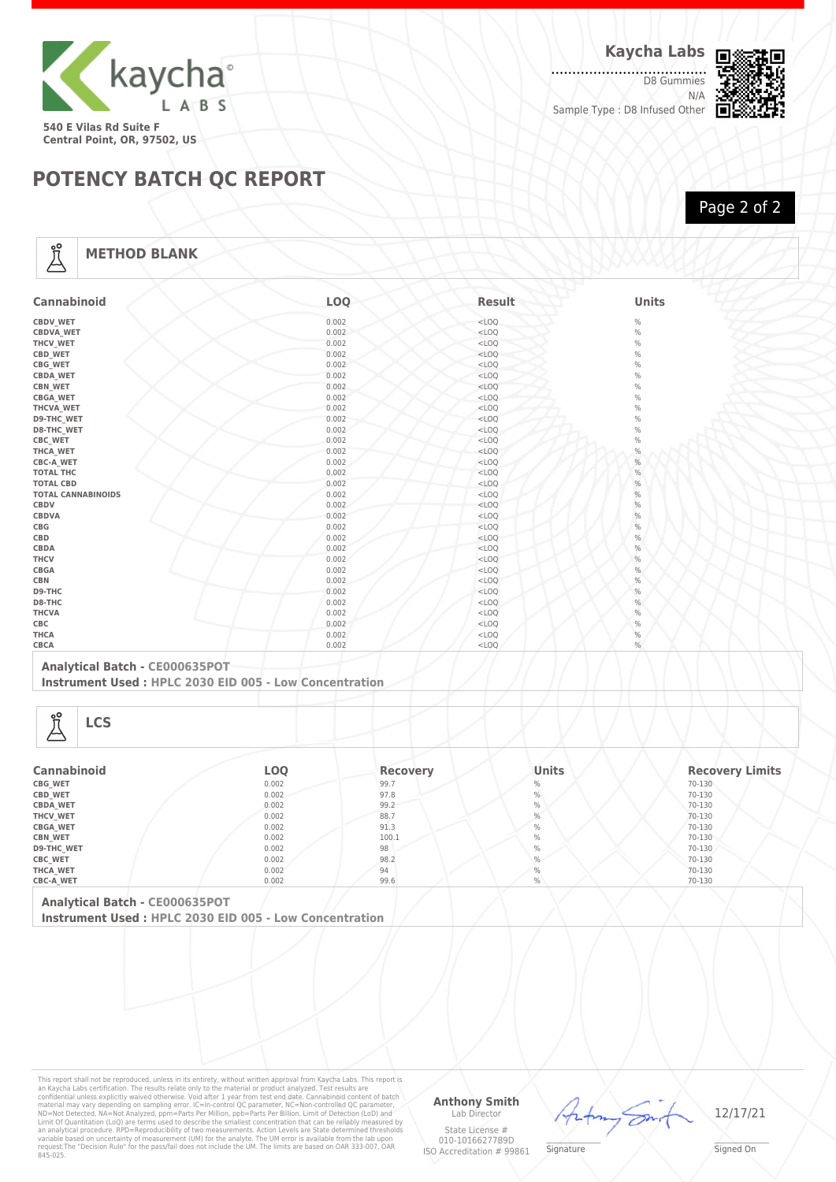Kaycha Labs

D8 Gummies

N/A

Sample Type : D8 Infused Other

540 E Vilas Rd Suite F
Central Point, OR, 97502, US

# POTENCY BATCH QC REPORT

## METHOD BLANK

| Cannabinoid | LOQ | Result | Units |
|---|---|---|---|
| CBDV_WET | 0.002 | <LOQ | % |
| CBDVA_WET | 0.002 | <LOQ | % |
| THCV_WET | 0.002 | <LOQ | % |
| CBD_WET | 0.002 | <LOQ | % |
| CBG_WET | 0.002 | <LOQ | % |
| CBDA_WET | 0.002 | <LOQ | % |
| CBN_WET | 0.002 | <LOQ | % |
| CBGA_WET | 0.002 | <LOQ | % |
| THCVA_WET | 0.002 | <LOQ | % |
| D9-THC_WET | 0.002 | <LOQ | % |
| D8-THC_WET | 0.002 | <LOQ | % |
| CBC_WET | 0.002 | <LOQ | % |
| THCA_WET | 0.002 | <LOQ | % |
| CBC-A_WET | 0.002 | <LOQ | % |
| TOTAL THC | 0.002 | <LOQ | % |
| TOTAL CBD | 0.002 | <LOQ | % |
| TOTAL CANNABINOIDS | 0.002 | <LOQ | % |
| CBDV | 0.002 | <LOQ | % |
| CBDVA | 0.002 | <LOQ | % |
| CBG | 0.002 | <LOQ | % |
| CBD | 0.002 | <LOQ | % |
| CBDA | 0.002 | <LOQ | % |
| THCV | 0.002 | <LOQ | % |
| CBGA | 0.002 | <LOQ | % |
| CBN | 0.002 | <LOQ | % |
| D9-THC | 0.002 | <LOQ | % |
| D8-THC | 0.002 | <LOQ | % |
| THCVA | 0.002 | <LOQ | % |
| CBC | 0.002 | <LOQ | % |
| THCA | 0.002 | <LOQ | % |
| CBCA | 0.002 | <LOQ | % |

**Analytical Batch - CE000635POT**
**Instrument Used : HPLC 2030 EID 005 - Low Concentration**

## LCS

| Cannabinoid | LOQ | Recovery | Units | Recovery Limits |
|---|---|---|---|---|
| CBG_WET | 0.002 | 99.7 | % | 70-130 |
| CBD_WET | 0.002 | 97.8 | % | 70-130 |
| CBDA_WET | 0.002 | 99.2 | % | 70-130 |
| THCV_WET | 0.002 | 88.7 | % | 70-130 |
| CBGA_WET | 0.002 | 91.3 | % | 70-130 |
| CBN_WET | 0.002 | 100.1 | % | 70-130 |
| D9-THC_WET | 0.002 | 98 | % | 70-130 |
| CBC_WET | 0.002 | 98.2 | % | 70-130 |
| THCA_WET | 0.002 | 94 | % | 70-130 |
| CBC-A_WET | 0.002 | 99.6 | % | 70-130 |

**Analytical Batch - CE000635POT**
**Instrument Used : HPLC 2030 EID 005 - Low Concentration**

This report shall not be reproduced, unless in its entirety, without written approval from Kaycha Labs. This report is an Kaycha Labs certification. The results relate only to the material or product analyzed. Test results are confidential unless explicitly waived otherwise. Void after 1 year from test end date. Cannabinoid content of batch material may vary depending on sampling error. IC=In-control QC parameter, NC=Non-controlled QC parameter, ND=Not Detected, NA=Not Analyzed, ppm=Parts Per Million, ppb=Parts Per Billion. Limit of Detection (LoD) and Limit Of Quantitation (LoQ) are terms used to describe the smallest concentration that can be reliably measured by an analytical procedure. RPD=Reproducibility of two measurements. Action Levels are State determined thresholds variable based on uncertainty of measurement (UM) for the analyte. The UM error is available from the lab upon request.The "Decision Rule" for the pass/fail does not include the UM. The limits are based on OAR 333-007, OAR 845-025.

**Anthony Smith**
Lab Director

State License #
010-10166277B9D
ISO Accreditation # 99861

Signature

12/17/21
Signed On